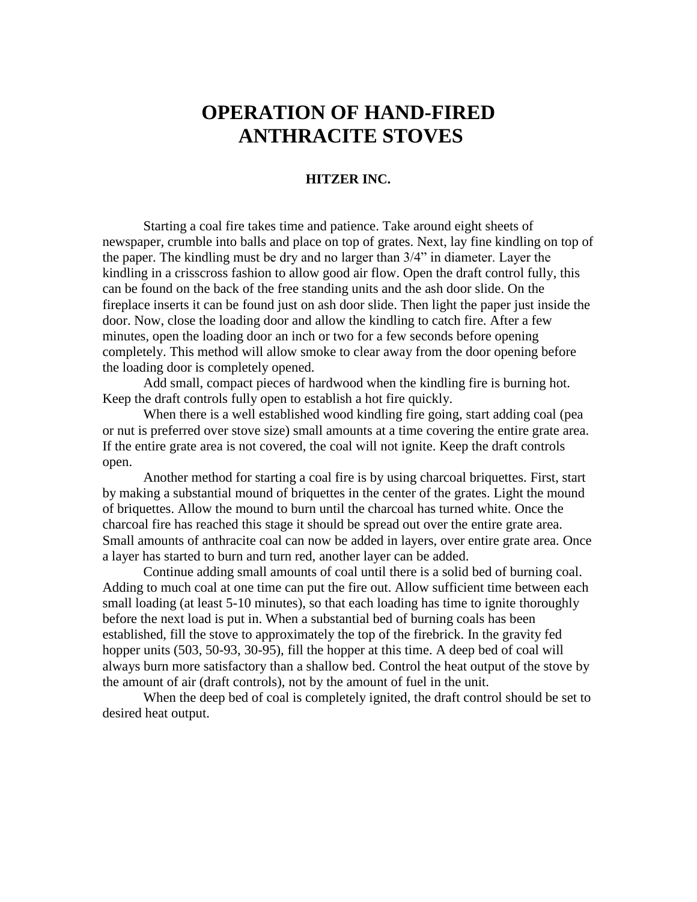# OPERATION OF HAND-FIRED ANTHRACITE STOVES

**HITZER INC.**

Starting a coal fire takes time and patience. Take around eight sheets of newspaper, crumble into balls and place on top of grates. Next, lay fine kindling on top of the paper. The kindling must be dry and no larger than 3/4" in diameter. Layer the kindling in a crisscross fashion to allow good air flow. Open the draft control fully, this can be found on the back of the free standing units and the ash door slide. On the fireplace inserts it can be found just on ash door slide. Then light the paper just inside the door. Now, close the loading door and allow the kindling to catch fire. After a few minutes, open the loading door an inch or two for a few seconds before opening completely. This method will allow smoke to clear away from the door opening before the loading door is completely opened.

Add small, compact pieces of hardwood when the kindling fire is burning hot. Keep the draft controls fully open to establish a hot fire quickly.

When there is a well established wood kindling fire going, start adding coal (pea or nut is preferred over stove size) small amounts at a time covering the entire grate area. If the entire grate area is not covered, the coal will not ignite. Keep the draft controls open.

Another method for starting a coal fire is by using charcoal briquettes. First, start by making a substantial mound of briquettes in the center of the grates. Light the mound of briquettes. Allow the mound to burn until the charcoal has turned white. Once the charcoal fire has reached this stage it should be spread out over the entire grate area. Small amounts of anthracite coal can now be added in layers, over entire grate area. Once a layer has started to burn and turn red, another layer can be added.

Continue adding small amounts of coal until there is a solid bed of burning coal. Adding to much coal at one time can put the fire out. Allow sufficient time between each small loading (at least 5-10 minutes), so that each loading has time to ignite thoroughly before the next load is put in. When a substantial bed of burning coals has been established, fill the stove to approximately the top of the firebrick. In the gravity fed hopper units (503, 50-93, 30-95), fill the hopper at this time. A deep bed of coal will always burn more satisfactory than a shallow bed. Control the heat output of the stove by the amount of air (draft controls), not by the amount of fuel in the unit.

When the deep bed of coal is completely ignited, the draft control should be set to desired heat output.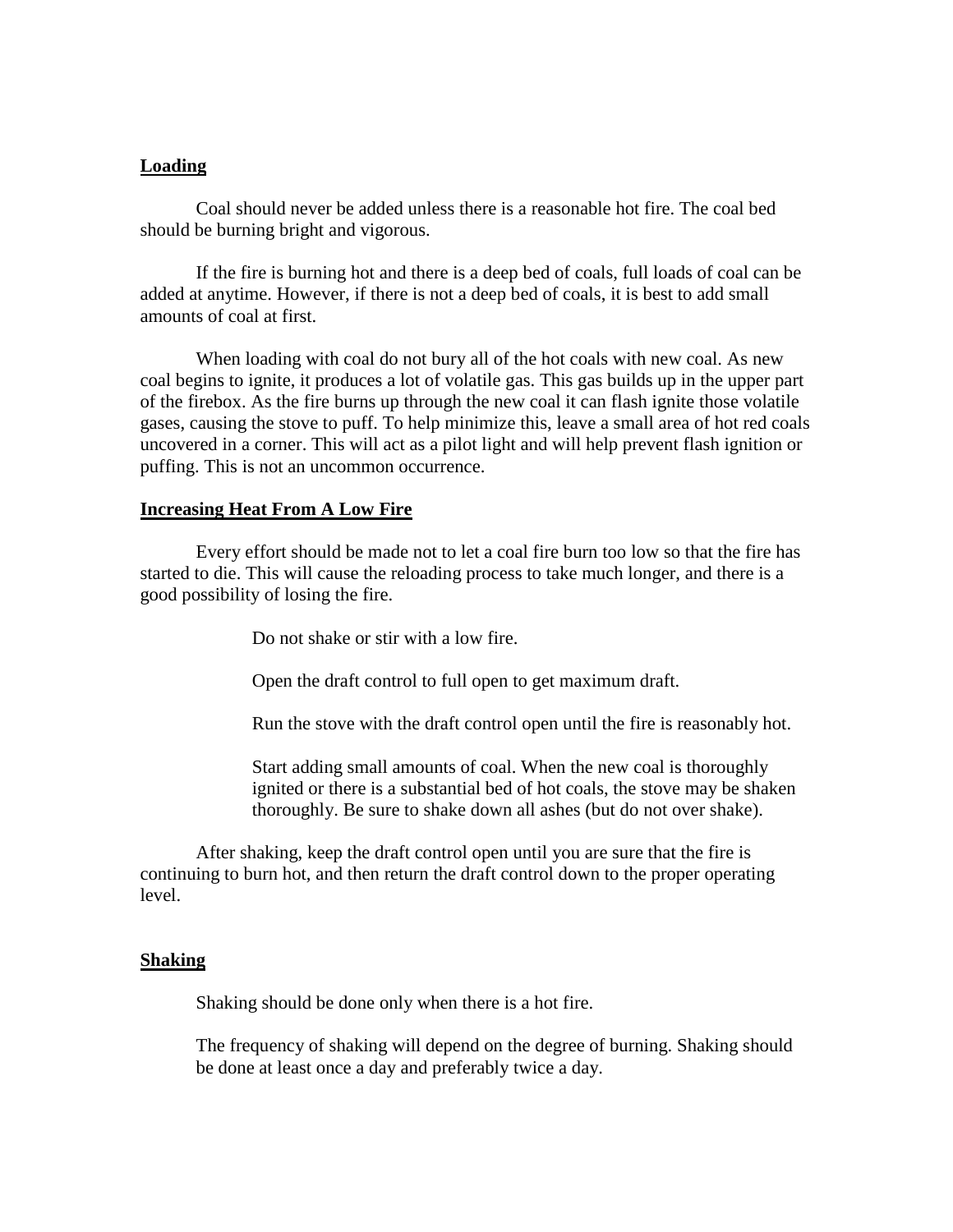## Loading

Coal should never be added unless there is a reasonable hot fire. The coal bed should be burning bright and vigorous.

If the fire is burning hot and there is a deep bed of coals, full loads of coal can be added at anytime. However, if there is not a deep bed of coals, it is best to add small amounts of coal at first.

When loading with coal do not bury all of the hot coals with new coal. As new coal begins to ignite, it produces a lot of volatile gas. This gas builds up in the upper part of the firebox. As the fire burns up through the new coal it can flash ignite those volatile gases, causing the stove to puff. To help minimize this, leave a small area of hot red coals uncovered in a corner. This will act as a pilot light and will help prevent flash ignition or puffing. This is not an uncommon occurrence.

## Increasing Heat From A Low Fire

Every effort should be made not to let a coal fire burn too low so that the fire has started to die. This will cause the reloading process to take much longer, and there is a good possibility of losing the fire.

> Do not shake or stir with a low fire.
>
> Open the draft control to full open to get maximum draft.
>
> Run the stove with the draft control open until the fire is reasonably hot.
>
> Start adding small amounts of coal. When the new coal is thoroughly ignited or there is a substantial bed of hot coals, the stove may be shaken thoroughly. Be sure to shake down all ashes (but do not over shake).

After shaking, keep the draft control open until you are sure that the fire is continuing to burn hot, and then return the draft control down to the proper operating level.

## Shaking

Shaking should be done only when there is a hot fire.

The frequency of shaking will depend on the degree of burning. Shaking should be done at least once a day and preferably twice a day.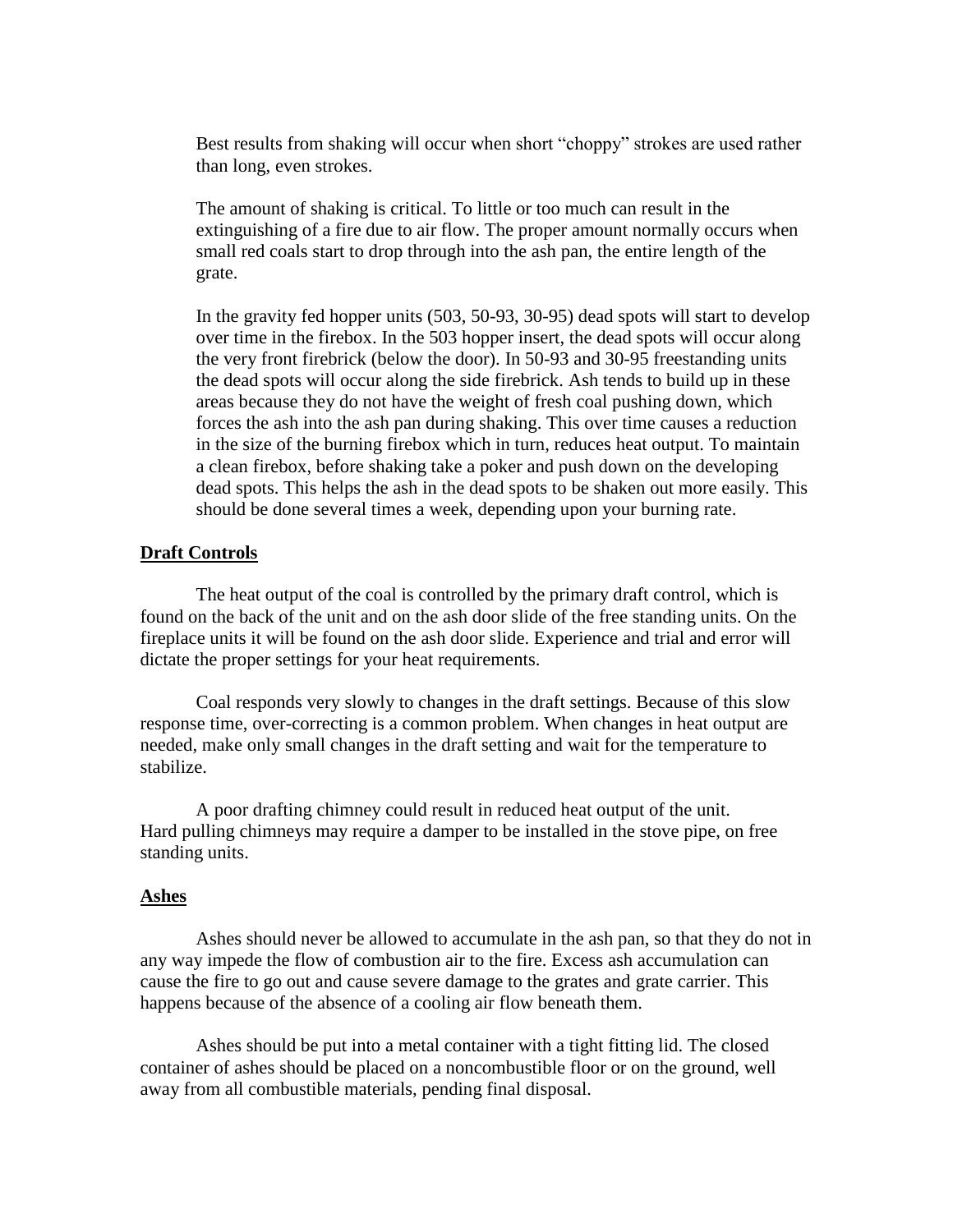Best results from shaking will occur when short "choppy" strokes are used rather than long, even strokes.

The amount of shaking is critical. To little or too much can result in the extinguishing of a fire due to air flow. The proper amount normally occurs when small red coals start to drop through into the ash pan, the entire length of the grate.

In the gravity fed hopper units (503, 50-93, 30-95) dead spots will start to develop over time in the firebox. In the 503 hopper insert, the dead spots will occur along the very front firebrick (below the door). In 50-93 and 30-95 freestanding units the dead spots will occur along the side firebrick. Ash tends to build up in these areas because they do not have the weight of fresh coal pushing down, which forces the ash into the ash pan during shaking. This over time causes a reduction in the size of the burning firebox which in turn, reduces heat output. To maintain a clean firebox, before shaking take a poker and push down on the developing dead spots. This helps the ash in the dead spots to be shaken out more easily. This should be done several times a week, depending upon your burning rate.

**Draft Controls**

The heat output of the coal is controlled by the primary draft control, which is found on the back of the unit and on the ash door slide of the free standing units. On the fireplace units it will be found on the ash door slide. Experience and trial and error will dictate the proper settings for your heat requirements.

Coal responds very slowly to changes in the draft settings. Because of this slow response time, over-correcting is a common problem. When changes in heat output are needed, make only small changes in the draft setting and wait for the temperature to stabilize.

A poor drafting chimney could result in reduced heat output of the unit. Hard pulling chimneys may require a damper to be installed in the stove pipe, on free standing units.

**Ashes**

Ashes should never be allowed to accumulate in the ash pan, so that they do not in any way impede the flow of combustion air to the fire. Excess ash accumulation can cause the fire to go out and cause severe damage to the grates and grate carrier. This happens because of the absence of a cooling air flow beneath them.

Ashes should be put into a metal container with a tight fitting lid. The closed container of ashes should be placed on a noncombustible floor or on the ground, well away from all combustible materials, pending final disposal.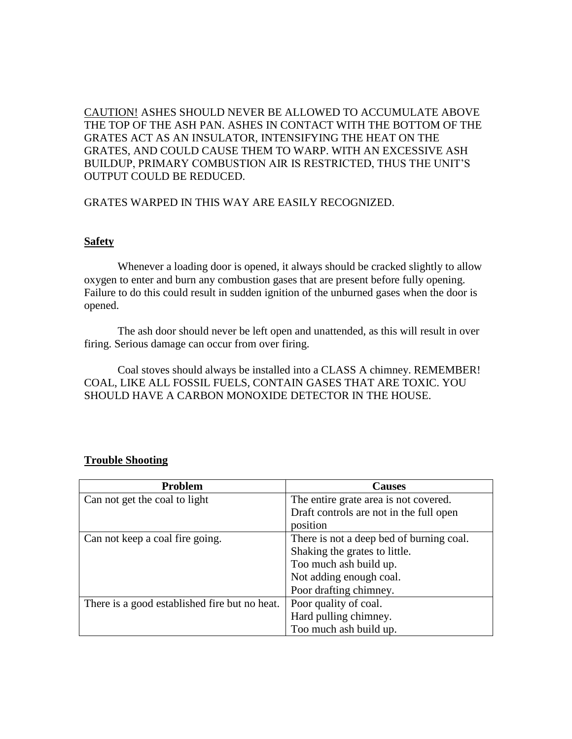CAUTION! ASHES SHOULD NEVER BE ALLOWED TO ACCUMULATE ABOVE THE TOP OF THE ASH PAN. ASHES IN CONTACT WITH THE BOTTOM OF THE GRATES ACT AS AN INSULATOR, INTENSIFYING THE HEAT ON THE GRATES, AND COULD CAUSE THEM TO WARP. WITH AN EXCESSIVE ASH BUILDUP, PRIMARY COMBUSTION AIR IS RESTRICTED, THUS THE UNIT'S OUTPUT COULD BE REDUCED.

GRATES WARPED IN THIS WAY ARE EASILY RECOGNIZED.

## Safety

Whenever a loading door is opened, it always should be cracked slightly to allow oxygen to enter and burn any combustion gases that are present before fully opening. Failure to do this could result in sudden ignition of the unburned gases when the door is opened.

The ash door should never be left open and unattended, as this will result in over firing. Serious damage can occur from over firing.

Coal stoves should always be installed into a CLASS A chimney. REMEMBER! COAL, LIKE ALL FOSSIL FUELS, CONTAIN GASES THAT ARE TOXIC. YOU SHOULD HAVE A CARBON MONOXIDE DETECTOR IN THE HOUSE.

## Trouble Shooting

| Problem | Causes |
|---|---|
| Can not get the coal to light | The entire grate area is not covered.<br>Draft controls are not in the full open position |
| Can not keep a coal fire going. | There is not a deep bed of burning coal.<br>Shaking the grates to little.<br>Too much ash build up.<br>Not adding enough coal.<br>Poor drafting chimney. |
| There is a good established fire but no heat. | Poor quality of coal.<br>Hard pulling chimney.<br>Too much ash build up. |